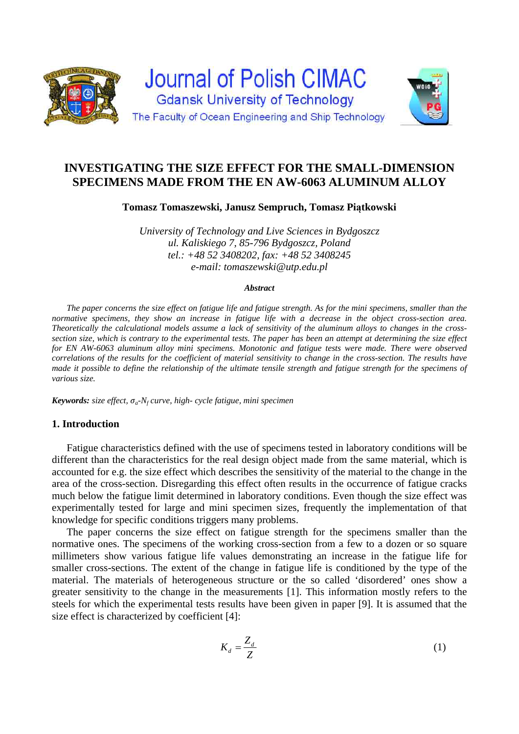Journal of Polish CIMAC

Gdansk University of Technology

The Faculty of Ocean Engineering and Ship Technology

# INVESTIGATING THE SIZE EFFECT FOR THE SMALL-DIMENSION SPECIMENS MADE FROM THE EN AW-6063 ALUMINUM ALLOY

**Tomasz Tomaszewski, Janusz Sempruch, Tomasz Piątkowski**

*University of Technology and Live Sciences in Bydgoszcz*
*ul. Kaliskiego 7, 85-796 Bydgoszcz, Poland*
*tel.: +48 52 3408202, fax: +48 52 3408245*
*e-mail: tomaszewski@utp.edu.pl*

***Abstract***

*The paper concerns the size effect on fatigue life and fatigue strength. As for the mini specimens, smaller than the normative specimens, they show an increase in fatigue life with a decrease in the object cross-section area. Theoretically the calculational models assume a lack of sensitivity of the aluminum alloys to changes in the cross-section size, which is contrary to the experimental tests. The paper has been an attempt at determining the size effect for EN AW-6063 aluminum alloy mini specimens. Monotonic and fatigue tests were made. There were observed correlations of the results for the coefficient of material sensitivity to change in the cross-section. The results have made it possible to define the relationship of the ultimate tensile strength and fatigue strength for the specimens of various size.*

***Keywords:*** *size effect, $\sigma_a$-$N_f$ curve, high- cycle fatigue, mini specimen*

## 1. Introduction

Fatigue characteristics defined with the use of specimens tested in laboratory conditions will be different than the characteristics for the real design object made from the same material, which is accounted for e.g. the size effect which describes the sensitivity of the material to the change in the area of the cross-section. Disregarding this effect often results in the occurrence of fatigue cracks much below the fatigue limit determined in laboratory conditions. Even though the size effect was experimentally tested for large and mini specimen sizes, frequently the implementation of that knowledge for specific conditions triggers many problems.

The paper concerns the size effect on fatigue strength for the specimens smaller than the normative ones. The specimens of the working cross-section from a few to a dozen or so square millimeters show various fatigue life values demonstrating an increase in the fatigue life for smaller cross-sections. The extent of the change in fatigue life is conditioned by the type of the material. The materials of heterogeneous structure or the so called 'disordered' ones show a greater sensitivity to the change in the measurements [1]. This information mostly refers to the steels for which the experimental tests results have been given in paper [9]. It is assumed that the size effect is characterized by coefficient [4]:

$$K_d = \frac{Z_d}{Z} \tag{1}$$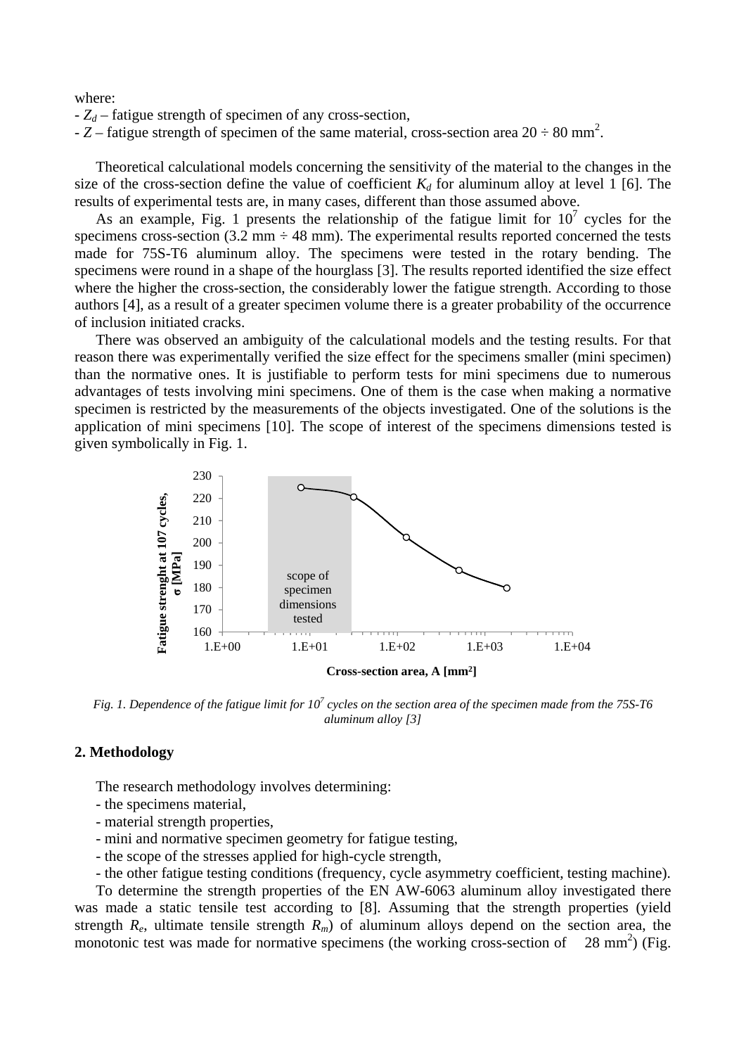where:

- $Z_d$ – fatigue strength of specimen of any cross-section,
- $Z$ – fatigue strength of specimen of the same material, cross-section area 20 ÷ 80 mm$^2$.

Theoretical calculational models concerning the sensitivity of the material to the changes in the size of the cross-section define the value of coefficient $K_d$ for aluminum alloy at level 1 [6]. The results of experimental tests are, in many cases, different than those assumed above.

As an example, Fig. 1 presents the relationship of the fatigue limit for $10^7$ cycles for the specimens cross-section (3.2 mm ÷ 48 mm). The experimental results reported concerned the tests made for 75S-T6 aluminum alloy. The specimens were tested in the rotary bending. The specimens were round in a shape of the hourglass [3]. The results reported identified the size effect where the higher the cross-section, the considerably lower the fatigue strength. According to those authors [4], as a result of a greater specimen volume there is a greater probability of the occurrence of inclusion initiated cracks.

There was observed an ambiguity of the calculational models and the testing results. For that reason there was experimentally verified the size effect for the specimens smaller (mini specimen) than the normative ones. It is justifiable to perform tests for mini specimens due to numerous advantages of tests involving mini specimens. One of them is the case when making a normative specimen is restricted by the measurements of the objects investigated. One of the solutions is the application of mini specimens [10]. The scope of interest of the specimens dimensions tested is given symbolically in Fig. 1.

*Fig. 1. Dependence of the fatigue limit for $10^7$ cycles on the section area of the specimen made from the 75S-T6 aluminum alloy [3]*

## 2. Methodology

The research methodology involves determining:

- the specimens material,
- material strength properties,
- mini and normative specimen geometry for fatigue testing,
- the scope of the stresses applied for high-cycle strength,
- the other fatigue testing conditions (frequency, cycle asymmetry coefficient, testing machine).

To determine the strength properties of the EN AW-6063 aluminum alloy investigated there was made a static tensile test according to [8]. Assuming that the strength properties (yield strength $R_e$, ultimate tensile strength $R_m$) of aluminum alloys depend on the section area, the monotonic test was made for normative specimens (the working cross-section of 28 mm$^2$) (Fig.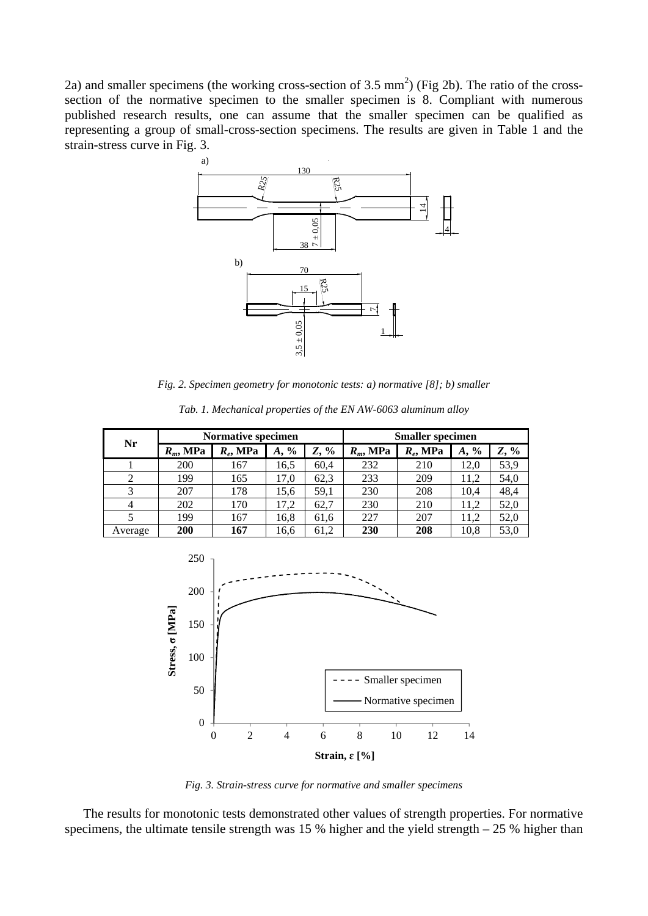2a) and smaller specimens (the working cross-section of 3.5 mm$^2$) (Fig 2b). The ratio of the cross-section of the normative specimen to the smaller specimen is 8. Compliant with numerous published research results, one can assume that the smaller specimen can be qualified as representing a group of small-cross-section specimens. The results are given in Table 1 and the strain-stress curve in Fig. 3.

*Fig. 2. Specimen geometry for monotonic tests: a) normative [8]; b) smaller*

*Tab. 1. Mechanical properties of the EN AW-6063 aluminum alloy*

| Nr | Normative specimen | | | | Smaller specimen | | | |
|---|---|---|---|---|---|---|---|---|
| | $R_m$, MPa | $R_e$, MPa | $A$, % | $Z$, % | $R_m$, MPa | $R_e$, MPa | $A$, % | $Z$, % |
| 1 | 200 | 167 | 16,5 | 60,4 | 232 | 210 | 12,0 | 53,9 |
| 2 | 199 | 165 | 17,0 | 62,3 | 233 | 209 | 11,2 | 54,0 |
| 3 | 207 | 178 | 15,6 | 59,1 | 230 | 208 | 10,4 | 48,4 |
| 4 | 202 | 170 | 17,2 | 62,7 | 230 | 210 | 11,2 | 52,0 |
| 5 | 199 | 167 | 16,8 | 61,6 | 227 | 207 | 11,2 | 52,0 |
| Average | **200** | **167** | 16,6 | 61,2 | **230** | **208** | 10,8 | 53,0 |

*Fig. 3. Strain-stress curve for normative and smaller specimens*

The results for monotonic tests demonstrated other values of strength properties. For normative specimens, the ultimate tensile strength was 15 % higher and the yield strength – 25 % higher than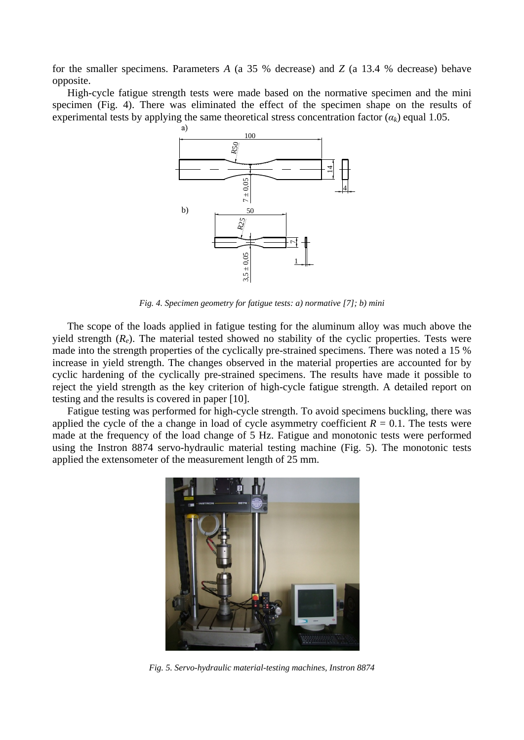for the smaller specimens. Parameters *A* (a 35 % decrease) and *Z* (a 13.4 % decrease) behave opposite.

High-cycle fatigue strength tests were made based on the normative specimen and the mini specimen (Fig. 4). There was eliminated the effect of the specimen shape on the results of experimental tests by applying the same theoretical stress concentration factor ($\alpha_k$) equal 1.05.

*Fig. 4. Specimen geometry for fatigue tests: a) normative [7]; b) mini*

The scope of the loads applied in fatigue testing for the aluminum alloy was much above the yield strength ($R_e$). The material tested showed no stability of the cyclic properties. Tests were made into the strength properties of the cyclically pre-strained specimens. There was noted a 15 % increase in yield strength. The changes observed in the material properties are accounted for by cyclic hardening of the cyclically pre-strained specimens. The results have made it possible to reject the yield strength as the key criterion of high-cycle fatigue strength. A detailed report on testing and the results is covered in paper [10].

Fatigue testing was performed for high-cycle strength. To avoid specimens buckling, there was applied the cycle of the a change in load of cycle asymmetry coefficient $R = 0.1$. The tests were made at the frequency of the load change of 5 Hz. Fatigue and monotonic tests were performed using the Instron 8874 servo-hydraulic material testing machine (Fig. 5). The monotonic tests applied the extensometer of the measurement length of 25 mm.

*Fig. 5. Servo-hydraulic material-testing machines, Instron 8874*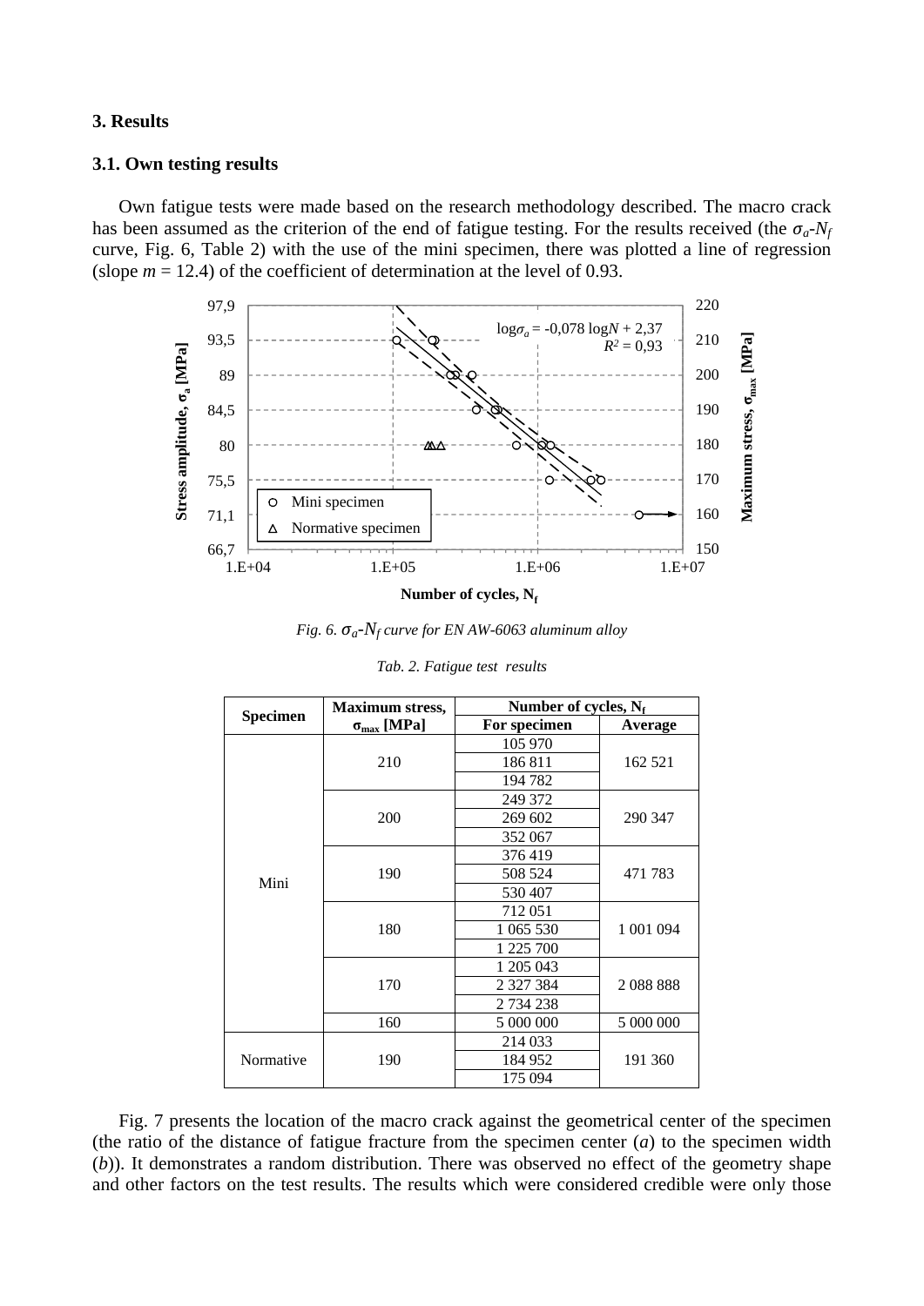## 3. Results

### 3.1. Own testing results

Own fatigue tests were made based on the research methodology described. The macro crack has been assumed as the criterion of the end of fatigue testing. For the results received (the $\sigma_a$-$N_f$ curve, Fig. 6, Table 2) with the use of the mini specimen, there was plotted a line of regression (slope $m = 12.4$) of the coefficient of determination at the level of 0.93.

*Fig. 6. $\sigma_a$-$N_f$ curve for EN AW-6063 aluminum alloy*

*Tab. 2. Fatigue test results*

| Specimen | Maximum stress, $\sigma_{max}$ [MPa] | Number of cycles, $N_f$ | |
|---|---|---|---|
| | | For specimen | Average |
| Mini | 210 | 105 970 | 162 521 |
| | | 186 811 | |
| | | 194 782 | |
| | 200 | 249 372 | 290 347 |
| | | 269 602 | |
| | | 352 067 | |
| | 190 | 376 419 | 471 783 |
| | | 508 524 | |
| | | 530 407 | |
| | 180 | 712 051 | 1 001 094 |
| | | 1 065 530 | |
| | | 1 225 700 | |
| | 170 | 1 205 043 | 2 088 888 |
| | | 2 327 384 | |
| | | 2 734 238 | |
| | 160 | 5 000 000 | 5 000 000 |
| Normative | 190 | 214 033 | 191 360 |
| | | 184 952 | |
| | | 175 094 | |

Fig. 7 presents the location of the macro crack against the geometrical center of the specimen (the ratio of the distance of fatigue fracture from the specimen center ($a$) to the specimen width ($b$)). It demonstrates a random distribution. There was observed no effect of the geometry shape and other factors on the test results. The results which were considered credible were only those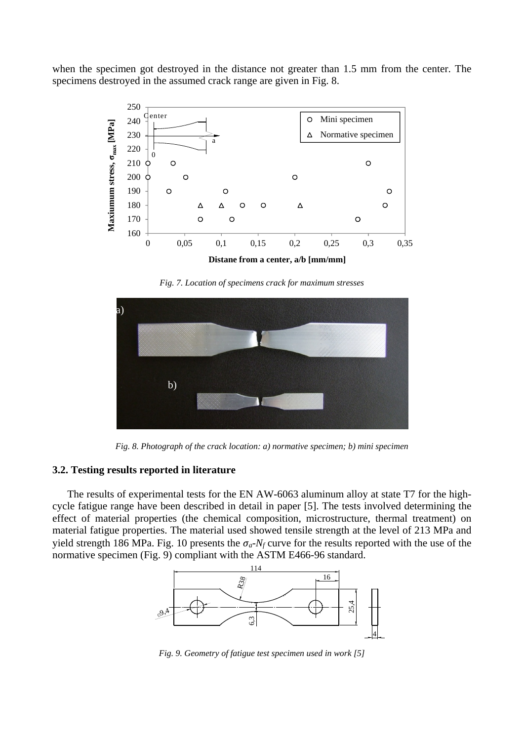when the specimen got destroyed in the distance not greater than 1.5 mm from the center. The specimens destroyed in the assumed crack range are given in Fig. 8.

*Fig. 7. Location of specimens crack for maximum stresses*

*Fig. 8. Photograph of the crack location: a) normative specimen; b) mini specimen*

### 3.2. Testing results reported in literature

The results of experimental tests for the EN AW-6063 aluminum alloy at state T7 for the high-cycle fatigue range have been described in detail in paper [5]. The tests involved determining the effect of material properties (the chemical composition, microstructure, thermal treatment) on material fatigue properties. The material used showed tensile strength at the level of 213 MPa and yield strength 186 MPa. Fig. 10 presents the $\sigma_a$-$N_f$ curve for the results reported with the use of the normative specimen (Fig. 9) compliant with the ASTM E466-96 standard.

*Fig. 9. Geometry of fatigue test specimen used in work [5]*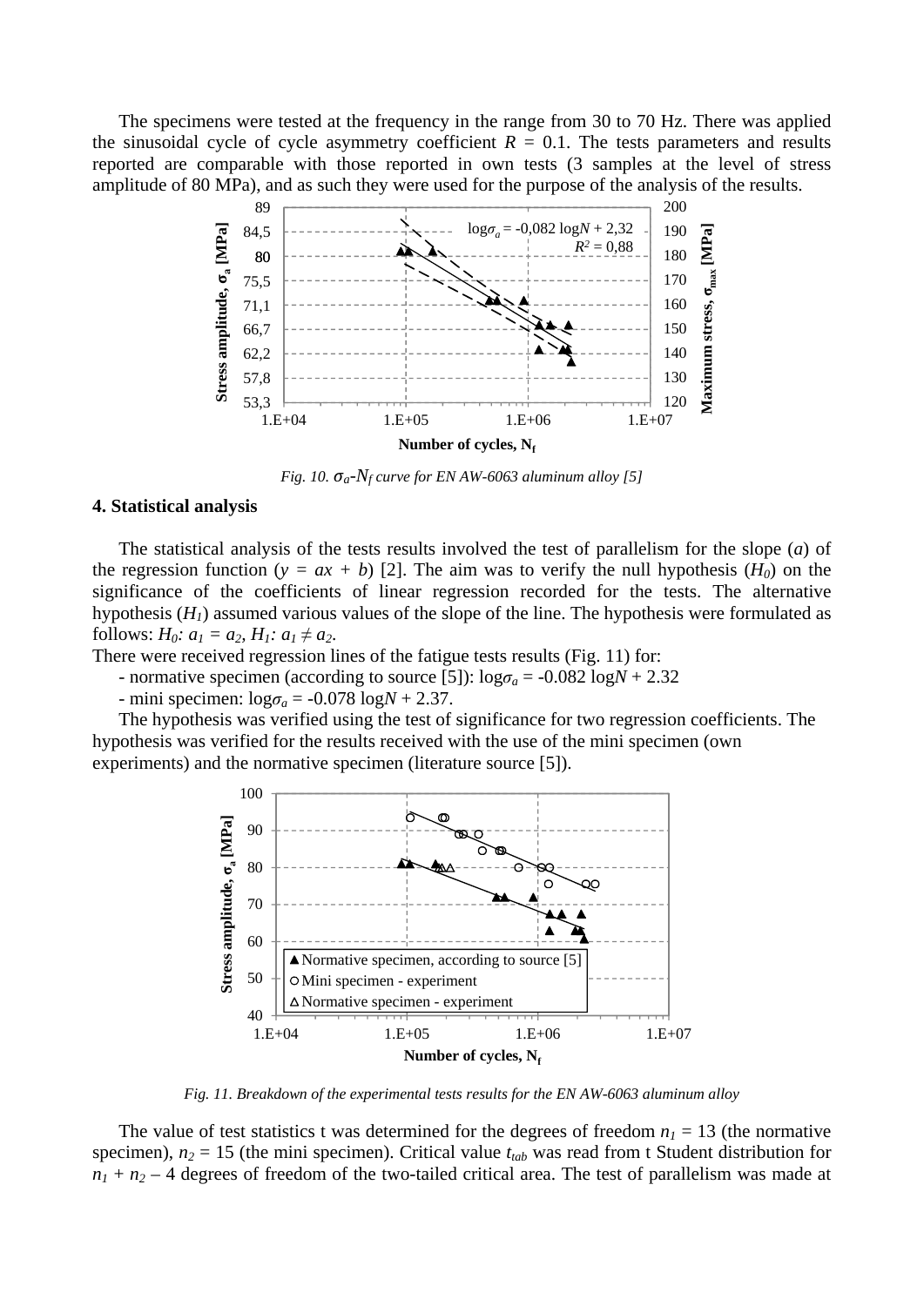The specimens were tested at the frequency in the range from 30 to 70 Hz. There was applied the sinusoidal cycle of cycle asymmetry coefficient $R$ = 0.1. The tests parameters and results reported are comparable with those reported in own tests (3 samples at the level of stress amplitude of 80 MPa), and as such they were used for the purpose of the analysis of the results.

*Fig. 10. $\sigma_a$-$N_f$ curve for EN AW-6063 aluminum alloy [5]*

## 4. Statistical analysis

The statistical analysis of the tests results involved the test of parallelism for the slope ($a$) of the regression function ($y = ax + b$) [2]. The aim was to verify the null hypothesis ($H_0$) on the significance of the coefficients of linear regression recorded for the tests. The alternative hypothesis ($H_1$) assumed various values of the slope of the line. The hypothesis were formulated as follows: $H_0$: $a_1 = a_2$, $H_1$: $a_1 \neq a_2$.

There were received regression lines of the fatigue tests results (Fig. 11) for:

- normative specimen (according to source [5]): $\log\sigma_a = -0.082 \log N + 2.32$
- mini specimen: $\log\sigma_a = -0.078 \log N + 2.37$.

The hypothesis was verified using the test of significance for two regression coefficients. The hypothesis was verified for the results received with the use of the mini specimen (own experiments) and the normative specimen (literature source [5]).

*Fig. 11. Breakdown of the experimental tests results for the EN AW-6063 aluminum alloy*

The value of test statistics t was determined for the degrees of freedom $n_1$ = 13 (the normative specimen), $n_2$ = 15 (the mini specimen). Critical value $t_{tab}$ was read from t Student distribution for $n_1 + n_2 - 4$ degrees of freedom of the two-tailed critical area. The test of parallelism was made at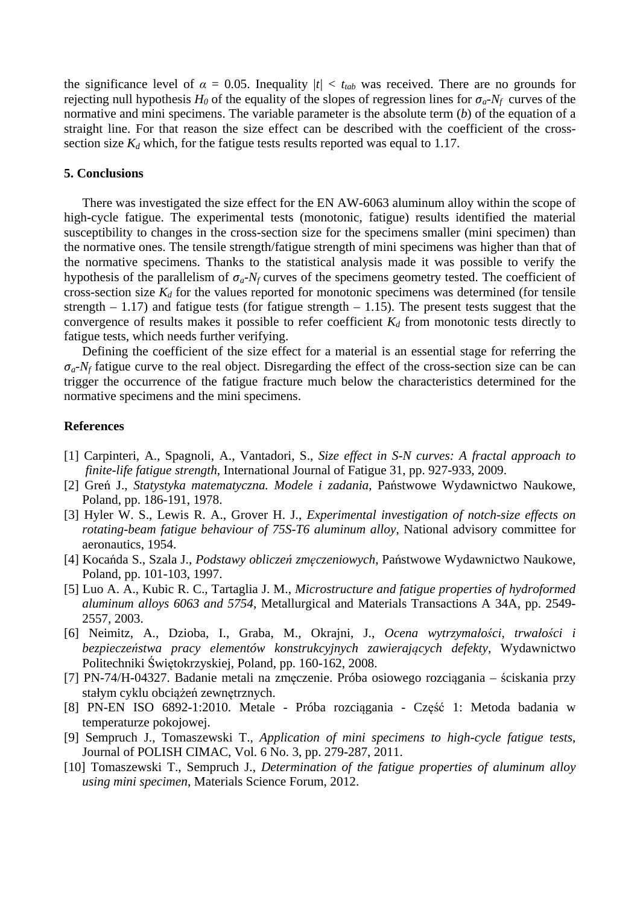the significance level of $\alpha$ = 0.05. Inequality $|t| < t_{tab}$ was received. There are no grounds for rejecting null hypothesis $H_0$ of the equality of the slopes of regression lines for $\sigma_a$-$N_f$ curves of the normative and mini specimens. The variable parameter is the absolute term ($b$) of the equation of a straight line. For that reason the size effect can be described with the coefficient of the cross-section size $K_d$ which, for the fatigue tests results reported was equal to 1.17.

## 5. Conclusions

There was investigated the size effect for the EN AW-6063 aluminum alloy within the scope of high-cycle fatigue. The experimental tests (monotonic, fatigue) results identified the material susceptibility to changes in the cross-section size for the specimens smaller (mini specimen) than the normative ones. The tensile strength/fatigue strength of mini specimens was higher than that of the normative specimens. Thanks to the statistical analysis made it was possible to verify the hypothesis of the parallelism of $\sigma_a$-$N_f$ curves of the specimens geometry tested. The coefficient of cross-section size $K_d$ for the values reported for monotonic specimens was determined (for tensile strength – 1.17) and fatigue tests (for fatigue strength – 1.15). The present tests suggest that the convergence of results makes it possible to refer coefficient $K_d$ from monotonic tests directly to fatigue tests, which needs further verifying.

Defining the coefficient of the size effect for a material is an essential stage for referring the $\sigma_a$-$N_f$ fatigue curve to the real object. Disregarding the effect of the cross-section size can be can trigger the occurrence of the fatigue fracture much below the characteristics determined for the normative specimens and the mini specimens.

## References

[1] Carpinteri, A., Spagnoli, A., Vantadori, S., *Size effect in S-N curves: A fractal approach to finite-life fatigue strength*, International Journal of Fatigue 31, pp. 927-933, 2009.

[2] Greń J., *Statystyka matematyczna. Modele i zadania*, Państwowe Wydawnictwo Naukowe, Poland, pp. 186-191, 1978.

[3] Hyler W. S., Lewis R. A., Grover H. J., *Experimental investigation of notch-size effects on rotating-beam fatigue behaviour of 75S-T6 aluminum alloy*, National advisory committee for aeronautics, 1954.

[4] Kocańda S., Szala J., *Podstawy obliczeń zmęczeniowych*, Państwowe Wydawnictwo Naukowe, Poland, pp. 101-103, 1997.

[5] Luo A. A., Kubic R. C., Tartaglia J. M., *Microstructure and fatigue properties of hydroformed aluminum alloys 6063 and 5754*, Metallurgical and Materials Transactions A 34A, pp. 2549-2557, 2003.

[6] Neimitz, A., Dzioba, I., Graba, M., Okrajni, J., *Ocena wytrzymałości, trwałości i bezpieczeństwa pracy elementów konstrukcyjnych zawierających defekty*, Wydawnictwo Politechniki Świętokrzyskiej, Poland, pp. 160-162, 2008.

[7] PN-74/H-04327. Badanie metali na zmęczenie. Próba osiowego rozciągania – ściskania przy stałym cyklu obciążeń zewnętrznych.

[8] PN-EN ISO 6892-1:2010. Metale - Próba rozciągania - Część 1: Metoda badania w temperaturze pokojowej.

[9] Sempruch J., Tomaszewski T., *Application of mini specimens to high-cycle fatigue tests*, Journal of POLISH CIMAC, Vol. 6 No. 3, pp. 279-287, 2011.

[10] Tomaszewski T., Sempruch J., *Determination of the fatigue properties of aluminum alloy using mini specimen*, Materials Science Forum, 2012.